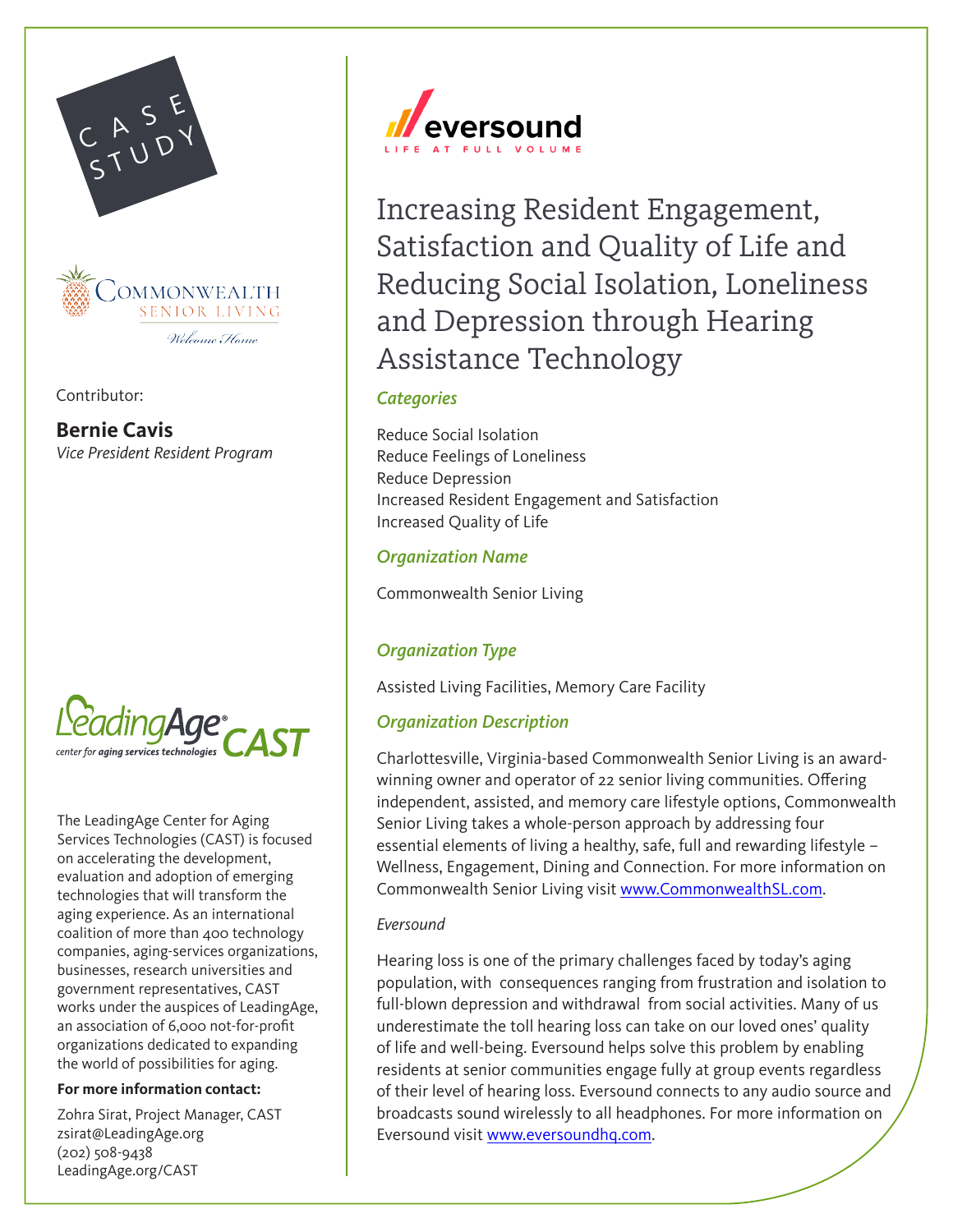CASE STUDY

COMMONWEALTH SENIOR LIVING

*Welcome Home*

Contributor:

**Bernie Cavis**
*Vice President Resident Program*

LeadingAge CAST
center for aging services technologies

The LeadingAge Center for Aging Services Technologies (CAST) is focused on accelerating the development, evaluation and adoption of emerging technologies that will transform the aging experience. As an international coalition of more than 400 technology companies, aging-services organizations, businesses, research universities and government representatives, CAST works under the auspices of LeadingAge, an association of 6,000 not-for-profit organizations dedicated to expanding the world of possibilities for aging.

**For more information contact:**

Zohra Sirat, Project Manager, CAST
zsirat@LeadingAge.org
(202) 508-9438
LeadingAge.org/CAST

eversound
LIFE AT FULL VOLUME

# Increasing Resident Engagement, Satisfaction and Quality of Life and Reducing Social Isolation, Loneliness and Depression through Hearing Assistance Technology

### *Categories*

Reduce Social Isolation
Reduce Feelings of Loneliness
Reduce Depression
Increased Resident Engagement and Satisfaction
Increased Quality of Life

### *Organization Name*

Commonwealth Senior Living

### *Organization Type*

Assisted Living Facilities, Memory Care Facility

### *Organization Description*

Charlottesville, Virginia-based Commonwealth Senior Living is an award-winning owner and operator of 22 senior living communities. Offering independent, assisted, and memory care lifestyle options, Commonwealth Senior Living takes a whole-person approach by addressing four essential elements of living a healthy, safe, full and rewarding lifestyle – Wellness, Engagement, Dining and Connection. For more information on Commonwealth Senior Living visit www.CommonwealthSL.com.

*Eversound*

Hearing loss is one of the primary challenges faced by today's aging population, with consequences ranging from frustration and isolation to full-blown depression and withdrawal from social activities. Many of us underestimate the toll hearing loss can take on our loved ones' quality of life and well-being. Eversound helps solve this problem by enabling residents at senior communities engage fully at group events regardless of their level of hearing loss. Eversound connects to any audio source and broadcasts sound wirelessly to all headphones. For more information on Eversound visit www.eversoundhq.com.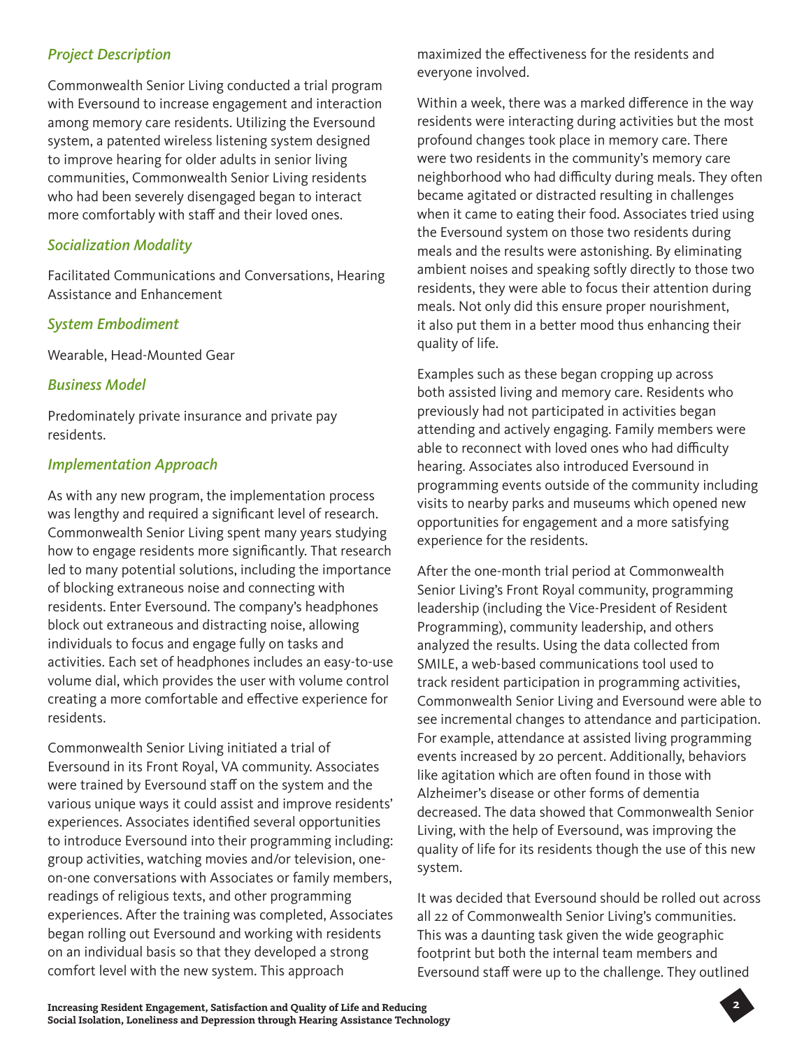### *Project Description*

Commonwealth Senior Living conducted a trial program with Eversound to increase engagement and interaction among memory care residents. Utilizing the Eversound system, a patented wireless listening system designed to improve hearing for older adults in senior living communities, Commonwealth Senior Living residents who had been severely disengaged began to interact more comfortably with staff and their loved ones.

### *Socialization Modality*

Facilitated Communications and Conversations, Hearing Assistance and Enhancement

### *System Embodiment*

Wearable, Head-Mounted Gear

### *Business Model*

Predominately private insurance and private pay residents.

### *Implementation Approach*

As with any new program, the implementation process was lengthy and required a significant level of research. Commonwealth Senior Living spent many years studying how to engage residents more significantly. That research led to many potential solutions, including the importance of blocking extraneous noise and connecting with residents. Enter Eversound. The company's headphones block out extraneous and distracting noise, allowing individuals to focus and engage fully on tasks and activities. Each set of headphones includes an easy-to-use volume dial, which provides the user with volume control creating a more comfortable and effective experience for residents.

Commonwealth Senior Living initiated a trial of Eversound in its Front Royal, VA community. Associates were trained by Eversound staff on the system and the various unique ways it could assist and improve residents' experiences. Associates identified several opportunities to introduce Eversound into their programming including: group activities, watching movies and/or television, one-on-one conversations with Associates or family members, readings of religious texts, and other programming experiences. After the training was completed, Associates began rolling out Eversound and working with residents on an individual basis so that they developed a strong comfort level with the new system. This approach maximized the effectiveness for the residents and everyone involved.

Within a week, there was a marked difference in the way residents were interacting during activities but the most profound changes took place in memory care. There were two residents in the community's memory care neighborhood who had difficulty during meals. They often became agitated or distracted resulting in challenges when it came to eating their food. Associates tried using the Eversound system on those two residents during meals and the results were astonishing. By eliminating ambient noises and speaking softly directly to those two residents, they were able to focus their attention during meals. Not only did this ensure proper nourishment, it also put them in a better mood thus enhancing their quality of life.

Examples such as these began cropping up across both assisted living and memory care. Residents who previously had not participated in activities began attending and actively engaging. Family members were able to reconnect with loved ones who had difficulty hearing. Associates also introduced Eversound in programming events outside of the community including visits to nearby parks and museums which opened new opportunities for engagement and a more satisfying experience for the residents.

After the one-month trial period at Commonwealth Senior Living's Front Royal community, programming leadership (including the Vice-President of Resident Programming), community leadership, and others analyzed the results. Using the data collected from SMILE, a web-based communications tool used to track resident participation in programming activities, Commonwealth Senior Living and Eversound were able to see incremental changes to attendance and participation. For example, attendance at assisted living programming events increased by 20 percent. Additionally, behaviors like agitation which are often found in those with Alzheimer's disease or other forms of dementia decreased. The data showed that Commonwealth Senior Living, with the help of Eversound, was improving the quality of life for its residents though the use of this new system.

It was decided that Eversound should be rolled out across all 22 of Commonwealth Senior Living's communities. This was a daunting task given the wide geographic footprint but both the internal team members and Eversound staff were up to the challenge. They outlined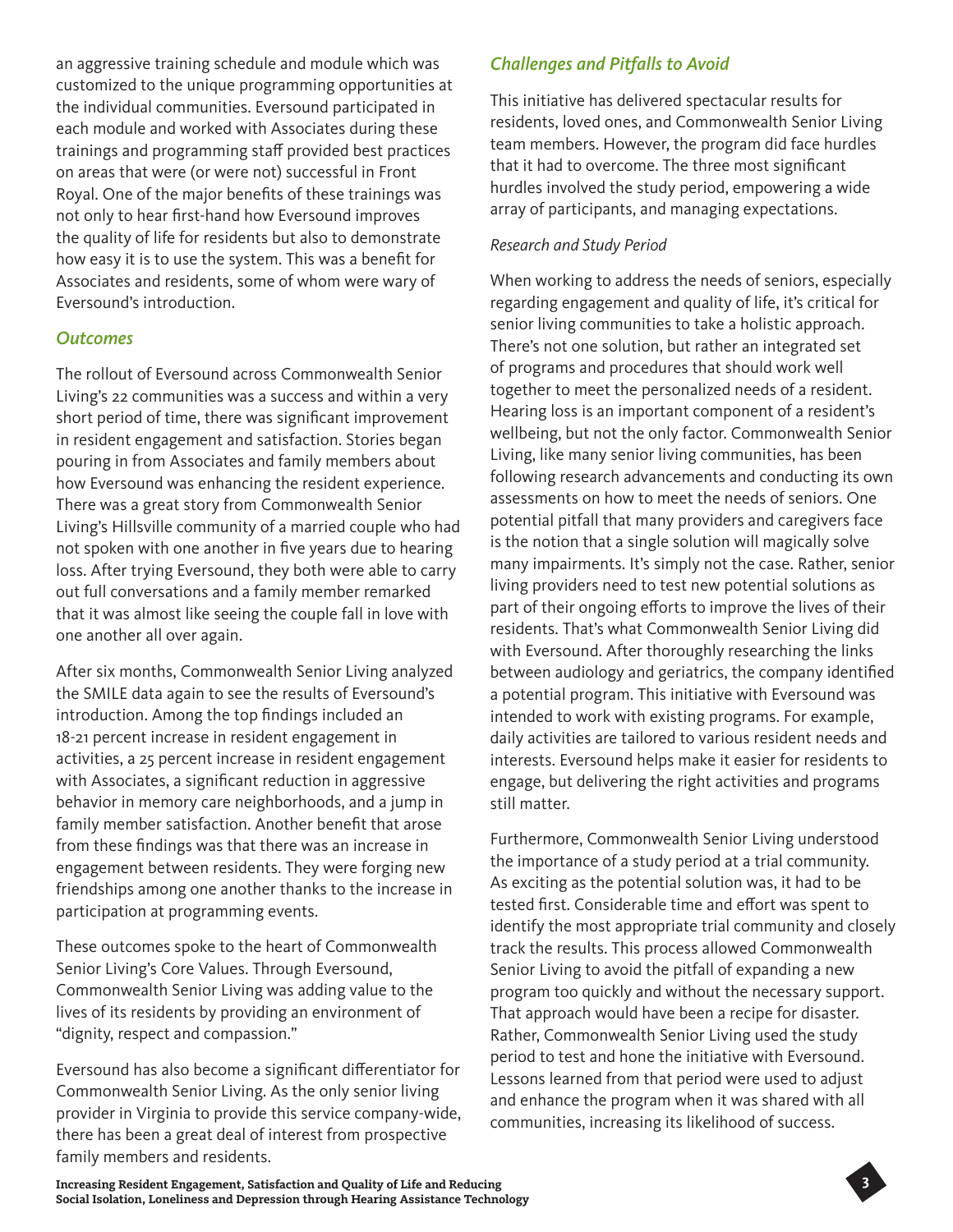an aggressive training schedule and module which was customized to the unique programming opportunities at the individual communities. Eversound participated in each module and worked with Associates during these trainings and programming staff provided best practices on areas that were (or were not) successful in Front Royal. One of the major benefits of these trainings was not only to hear first-hand how Eversound improves the quality of life for residents but also to demonstrate how easy it is to use the system. This was a benefit for Associates and residents, some of whom were wary of Eversound's introduction.

### *Outcomes*

The rollout of Eversound across Commonwealth Senior Living's 22 communities was a success and within a very short period of time, there was significant improvement in resident engagement and satisfaction. Stories began pouring in from Associates and family members about how Eversound was enhancing the resident experience. There was a great story from Commonwealth Senior Living's Hillsville community of a married couple who had not spoken with one another in five years due to hearing loss. After trying Eversound, they both were able to carry out full conversations and a family member remarked that it was almost like seeing the couple fall in love with one another all over again.

After six months, Commonwealth Senior Living analyzed the SMILE data again to see the results of Eversound's introduction. Among the top findings included an 18-21 percent increase in resident engagement in activities, a 25 percent increase in resident engagement with Associates, a significant reduction in aggressive behavior in memory care neighborhoods, and a jump in family member satisfaction. Another benefit that arose from these findings was that there was an increase in engagement between residents. They were forging new friendships among one another thanks to the increase in participation at programming events.

These outcomes spoke to the heart of Commonwealth Senior Living's Core Values. Through Eversound, Commonwealth Senior Living was adding value to the lives of its residents by providing an environment of "dignity, respect and compassion."

Eversound has also become a significant differentiator for Commonwealth Senior Living. As the only senior living provider in Virginia to provide this service company-wide, there has been a great deal of interest from prospective family members and residents.

### *Challenges and Pitfalls to Avoid*

This initiative has delivered spectacular results for residents, loved ones, and Commonwealth Senior Living team members. However, the program did face hurdles that it had to overcome. The three most significant hurdles involved the study period, empowering a wide array of participants, and managing expectations.

*Research and Study Period*

When working to address the needs of seniors, especially regarding engagement and quality of life, it's critical for senior living communities to take a holistic approach. There's not one solution, but rather an integrated set of programs and procedures that should work well together to meet the personalized needs of a resident. Hearing loss is an important component of a resident's wellbeing, but not the only factor. Commonwealth Senior Living, like many senior living communities, has been following research advancements and conducting its own assessments on how to meet the needs of seniors. One potential pitfall that many providers and caregivers face is the notion that a single solution will magically solve many impairments. It's simply not the case. Rather, senior living providers need to test new potential solutions as part of their ongoing efforts to improve the lives of their residents. That's what Commonwealth Senior Living did with Eversound. After thoroughly researching the links between audiology and geriatrics, the company identified a potential program. This initiative with Eversound was intended to work with existing programs. For example, daily activities are tailored to various resident needs and interests. Eversound helps make it easier for residents to engage, but delivering the right activities and programs still matter.

Furthermore, Commonwealth Senior Living understood the importance of a study period at a trial community. As exciting as the potential solution was, it had to be tested first. Considerable time and effort was spent to identify the most appropriate trial community and closely track the results. This process allowed Commonwealth Senior Living to avoid the pitfall of expanding a new program too quickly and without the necessary support. That approach would have been a recipe for disaster. Rather, Commonwealth Senior Living used the study period to test and hone the initiative with Eversound. Lessons learned from that period were used to adjust and enhance the program when it was shared with all communities, increasing its likelihood of success.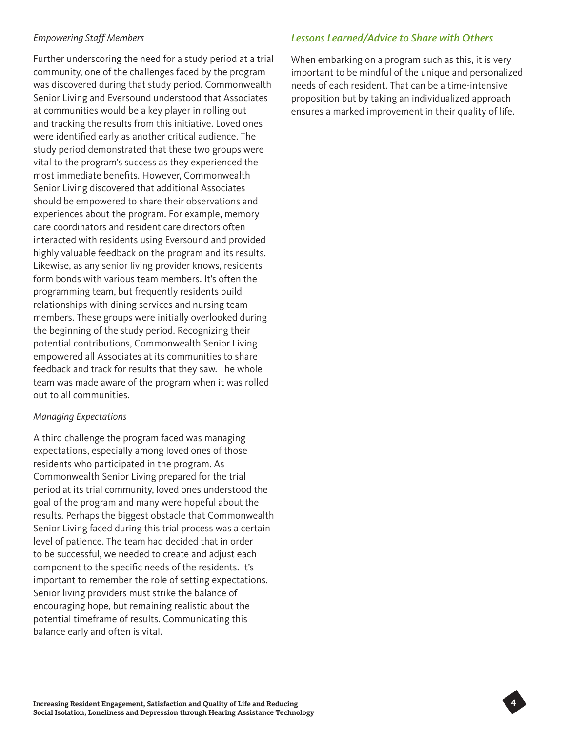*Empowering Staff Members*

Further underscoring the need for a study period at a trial community, one of the challenges faced by the program was discovered during that study period. Commonwealth Senior Living and Eversound understood that Associates at communities would be a key player in rolling out and tracking the results from this initiative. Loved ones were identified early as another critical audience. The study period demonstrated that these two groups were vital to the program's success as they experienced the most immediate benefits. However, Commonwealth Senior Living discovered that additional Associates should be empowered to share their observations and experiences about the program. For example, memory care coordinators and resident care directors often interacted with residents using Eversound and provided highly valuable feedback on the program and its results. Likewise, as any senior living provider knows, residents form bonds with various team members. It's often the programming team, but frequently residents build relationships with dining services and nursing team members. These groups were initially overlooked during the beginning of the study period. Recognizing their potential contributions, Commonwealth Senior Living empowered all Associates at its communities to share feedback and track for results that they saw. The whole team was made aware of the program when it was rolled out to all communities.

*Managing Expectations*

A third challenge the program faced was managing expectations, especially among loved ones of those residents who participated in the program. As Commonwealth Senior Living prepared for the trial period at its trial community, loved ones understood the goal of the program and many were hopeful about the results. Perhaps the biggest obstacle that Commonwealth Senior Living faced during this trial process was a certain level of patience. The team had decided that in order to be successful, we needed to create and adjust each component to the specific needs of the residents. It's important to remember the role of setting expectations. Senior living providers must strike the balance of encouraging hope, but remaining realistic about the potential timeframe of results. Communicating this balance early and often is vital.

## *Lessons Learned/Advice to Share with Others*

When embarking on a program such as this, it is very important to be mindful of the unique and personalized needs of each resident. That can be a time-intensive proposition but by taking an individualized approach ensures a marked improvement in their quality of life.